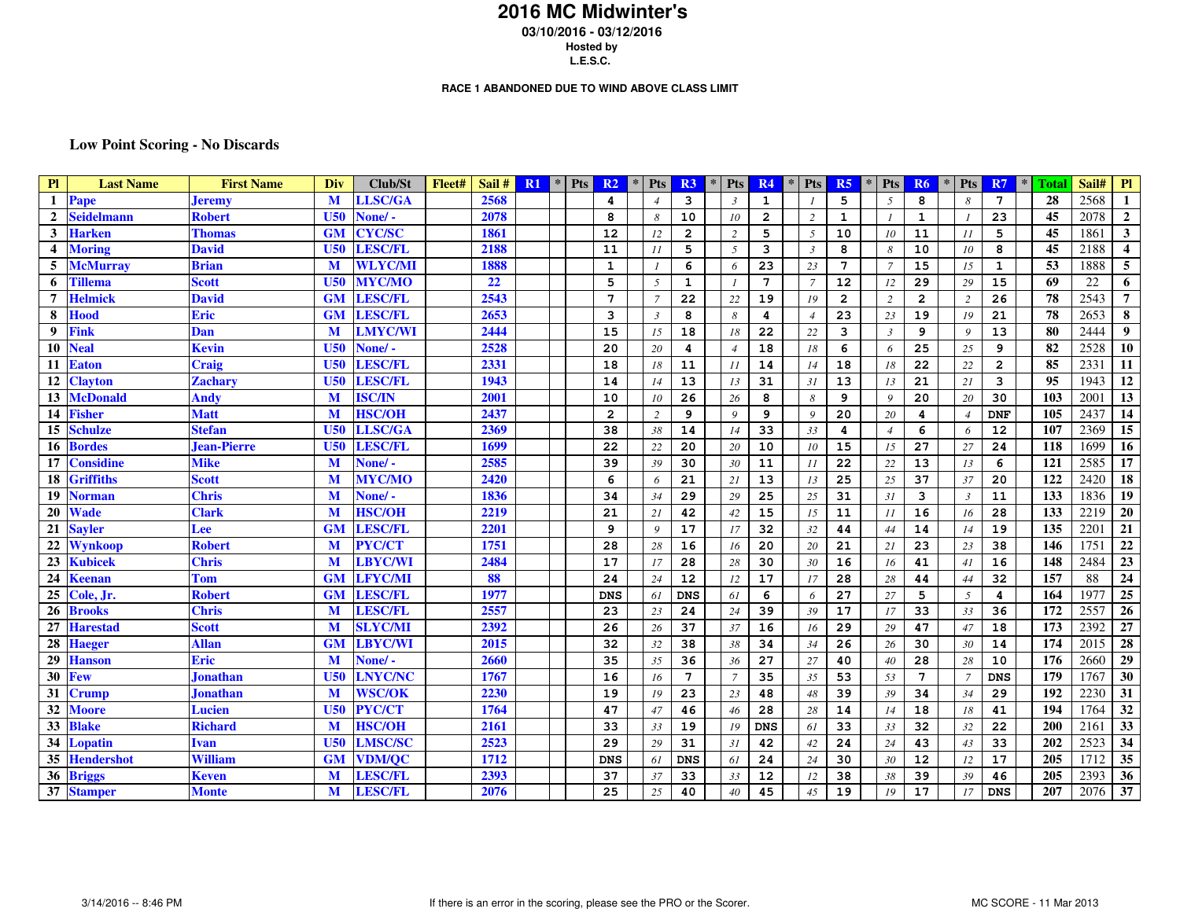# 2016 MC Midwinter's

**03/10/2016 - 03/12/2016**

**Hosted by**

**L.E.S.C.**

**RACE 1 ABANDONED DUE TO WIND ABOVE CLASS LIMIT**

### Low Point Scoring - No Discards

| Pl | Last Name | First Name | Div | Club/St | Fleet# | Sail # | R1 | * | Pts | R2 | * | Pts | R3 | * | Pts | R4 | * | Pts | R5 | * | Pts | R6 | * | Pts | R7 | * | Total | Sail# | Pl |
|---|---|---|---|---|---|---|---|---|---|---|---|---|---|---|---|---|---|---|---|---|---|---|---|---|---|---|---|---|---|
| 1 | Pape | Jeremy | M | LLSC/GA | | 2568 | | | | 4 | | 4 | 3 | | 3 | 1 | | 1 | 5 | | 5 | 8 | | 8 | 7 | | 28 | 2568 | 1 |
| 2 | Seidelmann | Robert | U50 | None/ - | | 2078 | | | | 8 | | 8 | 10 | | 10 | 2 | | 2 | 1 | | 1 | 1 | | 1 | 23 | | 45 | 2078 | 2 |
| 3 | Harken | Thomas | GM | CYC/SC | | 1861 | | | | 12 | | 12 | 2 | | 2 | 5 | | 5 | 10 | | 10 | 11 | | 11 | 5 | | 45 | 1861 | 3 |
| 4 | Moring | David | U50 | LESC/FL | | 2188 | | | | 11 | | 11 | 5 | | 5 | 3 | | 3 | 8 | | 8 | 10 | | 10 | 8 | | 45 | 2188 | 4 |
| 5 | McMurray | Brian | M | WLYC/MI | | 1888 | | | | 1 | | 1 | 6 | | 6 | 23 | | 23 | 7 | | 7 | 15 | | 15 | 1 | | 53 | 1888 | 5 |
| 6 | Tillema | Scott | U50 | MYC/MO | | 22 | | | | 5 | | 5 | 1 | | 1 | 7 | | 7 | 12 | | 12 | 29 | | 29 | 15 | | 69 | 22 | 6 |
| 7 | Helmick | David | GM | LESC/FL | | 2543 | | | | 7 | | 7 | 22 | | 22 | 19 | | 19 | 2 | | 2 | 2 | | 2 | 26 | | 78 | 2543 | 7 |
| 8 | Hood | Eric | GM | LESC/FL | | 2653 | | | | 3 | | 3 | 8 | | 8 | 4 | | 4 | 23 | | 23 | 19 | | 19 | 21 | | 78 | 2653 | 8 |
| 9 | Fink | Dan | M | LMYC/WI | | 2444 | | | | 15 | | 15 | 18 | | 18 | 22 | | 22 | 3 | | 3 | 9 | | 9 | 13 | | 80 | 2444 | 9 |
| 10 | Neal | Kevin | U50 | None/ - | | 2528 | | | | 20 | | 20 | 4 | | 4 | 18 | | 18 | 6 | | 6 | 25 | | 25 | 9 | | 82 | 2528 | 10 |
| 11 | Eaton | Craig | U50 | LESC/FL | | 2331 | | | | 18 | | 18 | 11 | | 11 | 14 | | 14 | 18 | | 18 | 22 | | 22 | 2 | | 85 | 2331 | 11 |
| 12 | Clayton | Zachary | U50 | LESC/FL | | 1943 | | | | 14 | | 14 | 13 | | 13 | 31 | | 31 | 13 | | 13 | 21 | | 21 | 3 | | 95 | 1943 | 12 |
| 13 | McDonald | Andy | M | ISC/IN | | 2001 | | | | 10 | | 10 | 26 | | 26 | 8 | | 8 | 9 | | 9 | 20 | | 20 | 30 | | 103 | 2001 | 13 |
| 14 | Fisher | Matt | M | HSC/OH | | 2437 | | | | 2 | | 2 | 9 | | 9 | 9 | | 9 | 20 | | 20 | 4 | | 4 | DNF | | 105 | 2437 | 14 |
| 15 | Schulze | Stefan | U50 | LLSC/GA | | 2369 | | | | 38 | | 38 | 14 | | 14 | 33 | | 33 | 4 | | 4 | 6 | | 6 | 12 | | 107 | 2369 | 15 |
| 16 | Bordes | Jean-Pierre | U50 | LESC/FL | | 1699 | | | | 22 | | 22 | 20 | | 20 | 10 | | 10 | 15 | | 15 | 27 | | 27 | 24 | | 118 | 1699 | 16 |
| 17 | Considine | Mike | M | None/ - | | 2585 | | | | 39 | | 39 | 30 | | 30 | 11 | | 11 | 22 | | 22 | 13 | | 13 | 6 | | 121 | 2585 | 17 |
| 18 | Griffiths | Scott | M | MYC/MO | | 2420 | | | | 6 | | 6 | 21 | | 21 | 13 | | 13 | 25 | | 25 | 37 | | 37 | 20 | | 122 | 2420 | 18 |
| 19 | Norman | Chris | M | None/ - | | 1836 | | | | 34 | | 34 | 29 | | 29 | 25 | | 25 | 31 | | 31 | 3 | | 3 | 11 | | 133 | 1836 | 19 |
| 20 | Wade | Clark | M | HSC/OH | | 2219 | | | | 21 | | 21 | 42 | | 42 | 15 | | 15 | 11 | | 11 | 16 | | 16 | 28 | | 133 | 2219 | 20 |
| 21 | Sayler | Lee | GM | LESC/FL | | 2201 | | | | 9 | | 9 | 17 | | 17 | 32 | | 32 | 44 | | 44 | 14 | | 14 | 19 | | 135 | 2201 | 21 |
| 22 | Wynkoop | Robert | M | PYC/CT | | 1751 | | | | 28 | | 28 | 16 | | 16 | 20 | | 20 | 21 | | 21 | 23 | | 23 | 38 | | 146 | 1751 | 22 |
| 23 | Kubicek | Chris | M | LBYC/WI | | 2484 | | | | 17 | | 17 | 28 | | 28 | 30 | | 30 | 16 | | 16 | 41 | | 41 | 16 | | 148 | 2484 | 23 |
| 24 | Keenan | Tom | GM | LFYC/MI | | 88 | | | | 24 | | 24 | 12 | | 12 | 17 | | 17 | 28 | | 28 | 44 | | 44 | 32 | | 157 | 88 | 24 |
| 25 | Cole, Jr. | Robert | GM | LESC/FL | | 1977 | | | | DNS | | 61 | DNS | | 61 | 6 | | 6 | 27 | | 27 | 5 | | 5 | 4 | | 164 | 1977 | 25 |
| 26 | Brooks | Chris | M | LESC/FL | | 2557 | | | | 23 | | 23 | 24 | | 24 | 39 | | 39 | 17 | | 17 | 33 | | 33 | 36 | | 172 | 2557 | 26 |
| 27 | Harestad | Scott | M | SLYC/MI | | 2392 | | | | 26 | | 26 | 37 | | 37 | 16 | | 16 | 29 | | 29 | 47 | | 47 | 18 | | 173 | 2392 | 27 |
| 28 | Haeger | Allan | GM | LBYC/WI | | 2015 | | | | 32 | | 32 | 38 | | 38 | 34 | | 34 | 26 | | 26 | 30 | | 30 | 14 | | 174 | 2015 | 28 |
| 29 | Hanson | Eric | M | None/ - | | 2660 | | | | 35 | | 35 | 36 | | 36 | 27 | | 27 | 40 | | 40 | 28 | | 28 | 10 | | 176 | 2660 | 29 |
| 30 | Few | Jonathan | U50 | LNYC/NC | | 1767 | | | | 16 | | 16 | 7 | | 7 | 35 | | 35 | 53 | | 53 | 7 | | 7 | DNS | | 179 | 1767 | 30 |
| 31 | Crump | Jonathan | M | WSC/OK | | 2230 | | | | 19 | | 19 | 23 | | 23 | 48 | | 48 | 39 | | 39 | 34 | | 34 | 29 | | 192 | 2230 | 31 |
| 32 | Moore | Lucien | U50 | PYC/CT | | 1764 | | | | 47 | | 47 | 46 | | 46 | 28 | | 28 | 14 | | 14 | 18 | | 18 | 41 | | 194 | 1764 | 32 |
| 33 | Blake | Richard | M | HSC/OH | | 2161 | | | | 33 | | 33 | 19 | | 19 | DNS | | 61 | 33 | | 33 | 32 | | 32 | 22 | | 200 | 2161 | 33 |
| 34 | Lopatin | Ivan | U50 | LMSC/SC | | 2523 | | | | 29 | | 29 | 31 | | 31 | 42 | | 42 | 24 | | 24 | 43 | | 43 | 33 | | 202 | 2523 | 34 |
| 35 | Hendershot | William | GM | VDM/QC | | 1712 | | | | DNS | | 61 | DNS | | 61 | 24 | | 24 | 30 | | 30 | 12 | | 12 | 17 | | 205 | 1712 | 35 |
| 36 | Briggs | Keven | M | LESC/FL | | 2393 | | | | 37 | | 37 | 33 | | 33 | 12 | | 12 | 38 | | 38 | 39 | | 39 | 46 | | 205 | 2393 | 36 |
| 37 | Stamper | Monte | M | LESC/FL | | 2076 | | | | 25 | | 25 | 40 | | 40 | 45 | | 45 | 19 | | 19 | 17 | | 17 | DNS | | 207 | 2076 | 37 |

3/14/2016 -- 8:46 PM

If there is an error in the scoring, please see the PRO or the Scorer.

MC SCORE - 11 Mar 2013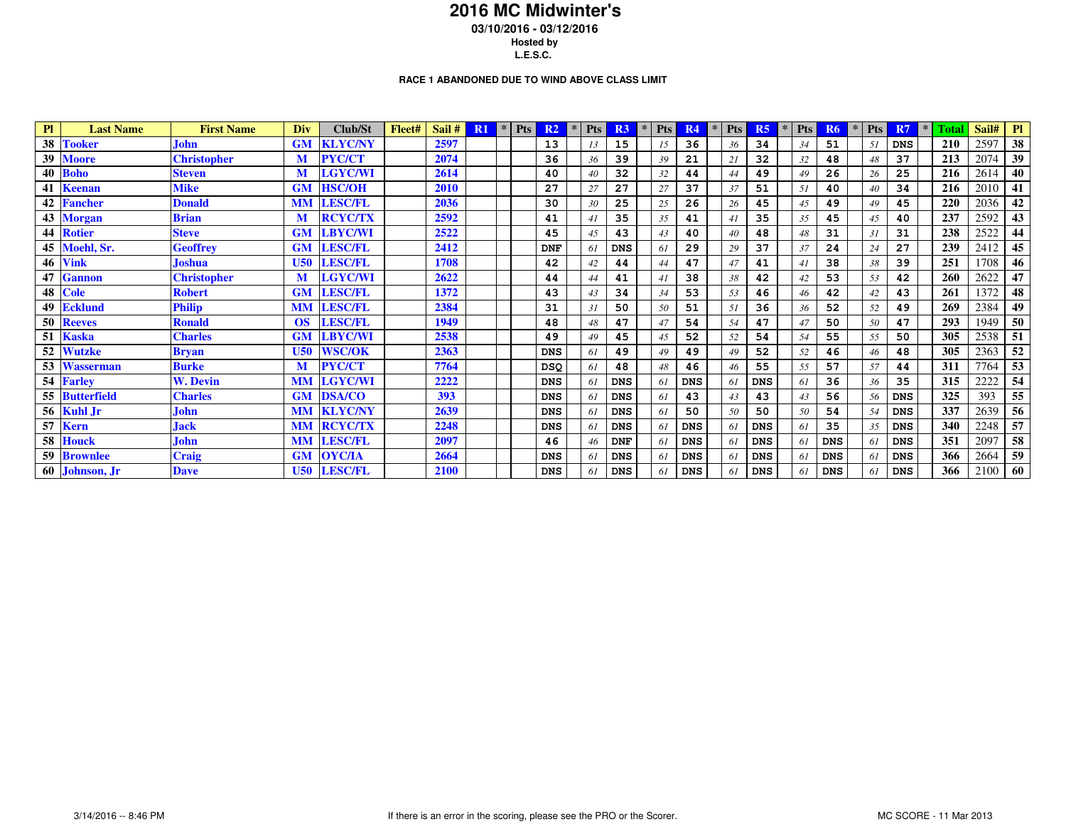# 2016 MC Midwinter's

**03/10/2016 - 03/12/2016**

**Hosted by**

**L.E.S.C.**

**RACE 1 ABANDONED DUE TO WIND ABOVE CLASS LIMIT**

| Pl | Last Name | First Name | Div | Club/St | Fleet# | Sail # | R1 | * | Pts | R2 | * | Pts | R3 | * | Pts | R4 | * | Pts | R5 | * | Pts | R6 | * | Pts | R7 | * | Total | Sail# | Pl |
|---|---|---|---|---|---|---|---|---|---|---|---|---|---|---|---|---|---|---|---|---|---|---|---|---|---|---|---|---|---|
| 38 | Tooker | John | GM | KLYC/NY | | 2597 | | | | 13 | | 13 | 15 | | 15 | 36 | | 36 | 34 | | 34 | 51 | | 51 | DNS | | 210 | 2597 | 38 |
| 39 | Moore | Christopher | M | PYC/CT | | 2074 | | | | 36 | | 36 | 39 | | 39 | 21 | | 21 | 32 | | 32 | 48 | | 48 | 37 | | 213 | 2074 | 39 |
| 40 | Boho | Steven | M | LGYC/WI | | 2614 | | | | 40 | | 40 | 32 | | 32 | 44 | | 44 | 49 | | 49 | 26 | | 26 | 25 | | 216 | 2614 | 40 |
| 41 | Keenan | Mike | GM | HSC/OH | | 2010 | | | | 27 | | 27 | 27 | | 27 | 37 | | 37 | 51 | | 51 | 40 | | 40 | 34 | | 216 | 2010 | 41 |
| 42 | Fancher | Donald | MM | LESC/FL | | 2036 | | | | 30 | | 30 | 25 | | 25 | 26 | | 26 | 45 | | 45 | 49 | | 49 | 45 | | 220 | 2036 | 42 |
| 43 | Morgan | Brian | M | RCYC/TX | | 2592 | | | | 41 | | 41 | 35 | | 35 | 41 | | 41 | 35 | | 35 | 45 | | 45 | 40 | | 237 | 2592 | 43 |
| 44 | Rotier | Steve | GM | LBYC/WI | | 2522 | | | | 45 | | 45 | 43 | | 43 | 40 | | 40 | 48 | | 48 | 31 | | 31 | 31 | | 238 | 2522 | 44 |
| 45 | Moehl, Sr. | Geoffrey | GM | LESC/FL | | 2412 | | | | DNF | | 61 | DNS | | 61 | 29 | | 29 | 37 | | 37 | 24 | | 24 | 27 | | 239 | 2412 | 45 |
| 46 | Vink | Joshua | U50 | LESC/FL | | 1708 | | | | 42 | | 42 | 44 | | 44 | 47 | | 47 | 41 | | 41 | 38 | | 38 | 39 | | 251 | 1708 | 46 |
| 47 | Gannon | Christopher | M | LGYC/WI | | 2622 | | | | 44 | | 44 | 41 | | 41 | 38 | | 38 | 42 | | 42 | 53 | | 53 | 42 | | 260 | 2622 | 47 |
| 48 | Cole | Robert | GM | LESC/FL | | 1372 | | | | 43 | | 43 | 34 | | 34 | 53 | | 53 | 46 | | 46 | 42 | | 42 | 43 | | 261 | 1372 | 48 |
| 49 | Ecklund | Philip | MM | LESC/FL | | 2384 | | | | 31 | | 31 | 50 | | 50 | 51 | | 51 | 36 | | 36 | 52 | | 52 | 49 | | 269 | 2384 | 49 |
| 50 | Reeves | Ronald | OS | LESC/FL | | 1949 | | | | 48 | | 48 | 47 | | 47 | 54 | | 54 | 47 | | 47 | 50 | | 50 | 47 | | 293 | 1949 | 50 |
| 51 | Kaska | Charles | GM | LBYC/WI | | 2538 | | | | 49 | | 49 | 45 | | 45 | 52 | | 52 | 54 | | 54 | 55 | | 55 | 50 | | 305 | 2538 | 51 |
| 52 | Wutzke | Bryan | U50 | WSC/OK | | 2363 | | | | DNS | | 61 | 49 | | 49 | 49 | | 49 | 52 | | 52 | 46 | | 46 | 48 | | 305 | 2363 | 52 |
| 53 | Wasserman | Burke | M | PYC/CT | | 7764 | | | | DSQ | | 61 | 48 | | 48 | 46 | | 46 | 55 | | 55 | 57 | | 57 | 44 | | 311 | 7764 | 53 |
| 54 | Farley | W. Devin | MM | LGYC/WI | | 2222 | | | | DNS | | 61 | DNS | | 61 | DNS | | 61 | DNS | | 61 | 36 | | 36 | 35 | | 315 | 2222 | 54 |
| 55 | Butterfield | Charles | GM | DSA/CO | | 393 | | | | DNS | | 61 | DNS | | 61 | 43 | | 43 | 43 | | 43 | 56 | | 56 | DNS | | 325 | 393 | 55 |
| 56 | Kuhl Jr | John | MM | KLYC/NY | | 2639 | | | | DNS | | 61 | DNS | | 61 | 50 | | 50 | 50 | | 50 | 54 | | 54 | DNS | | 337 | 2639 | 56 |
| 57 | Kern | Jack | MM | RCYC/TX | | 2248 | | | | DNS | | 61 | DNS | | 61 | DNS | | 61 | DNS | | 61 | 35 | | 35 | DNS | | 340 | 2248 | 57 |
| 58 | Houck | John | MM | LESC/FL | | 2097 | | | | 46 | | 46 | DNF | | 61 | DNS | | 61 | DNS | | 61 | DNS | | 61 | DNS | | 351 | 2097 | 58 |
| 59 | Brownlee | Craig | GM | OYC/IA | | 2664 | | | | DNS | | 61 | DNS | | 61 | DNS | | 61 | DNS | | 61 | DNS | | 61 | DNS | | 366 | 2664 | 59 |
| 60 | Johnson, Jr | Dave | U50 | LESC/FL | | 2100 | | | | DNS | | 61 | DNS | | 61 | DNS | | 61 | DNS | | 61 | DNS | | 61 | DNS | | 366 | 2100 | 60 |

3/14/2016 -- 8:46 PM

If there is an error in the scoring, please see the PRO or the Scorer.

MC SCORE - 11 Mar 2013